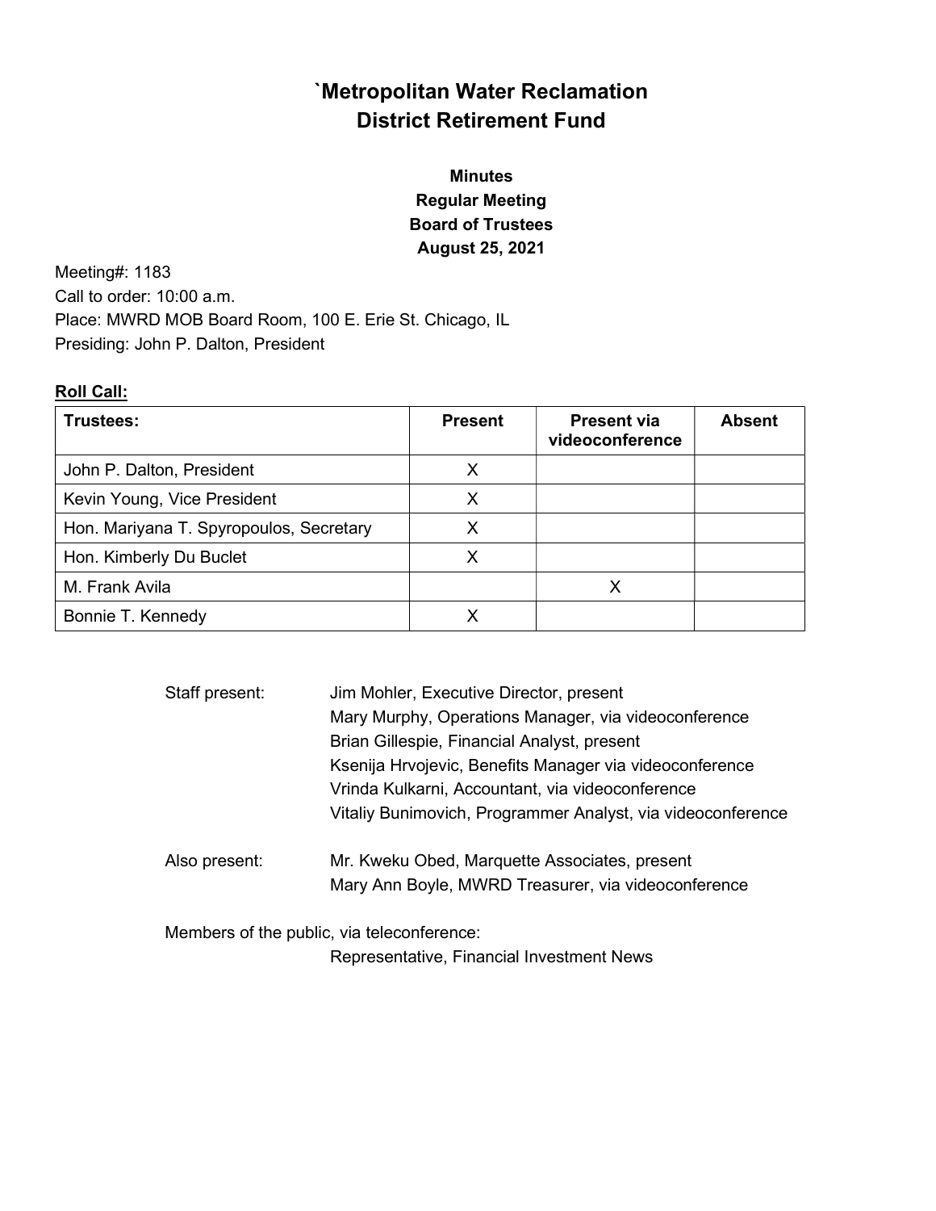# `Metropolitan Water Reclamation District Retirement Fund

**Minutes**
**Regular Meeting**
**Board of Trustees**
**August 25, 2021**

Meeting#: 1183
Call to order: 10:00 a.m.
Place: MWRD MOB Board Room, 100 E. Erie St. Chicago, IL
Presiding: John P. Dalton, President

**Roll Call:**

| Trustees: | Present | Present via videoconference | Absent |
|---|---|---|---|
| John P. Dalton, President | X | | |
| Kevin Young, Vice President | X | | |
| Hon. Mariyana T. Spyropoulos, Secretary | X | | |
| Hon. Kimberly Du Buclet | X | | |
| M. Frank Avila | | X | |
| Bonnie T. Kennedy | X | | |

Staff present:
- Jim Mohler, Executive Director, present
- Mary Murphy, Operations Manager, via videoconference
- Brian Gillespie, Financial Analyst, present
- Ksenija Hrvojevic, Benefits Manager via videoconference
- Vrinda Kulkarni, Accountant, via videoconference
- Vitaliy Bunimovich, Programmer Analyst, via videoconference

Also present:
- Mr. Kweku Obed, Marquette Associates, present
- Mary Ann Boyle, MWRD Treasurer, via videoconference

Members of the public, via teleconference:
- Representative, Financial Investment News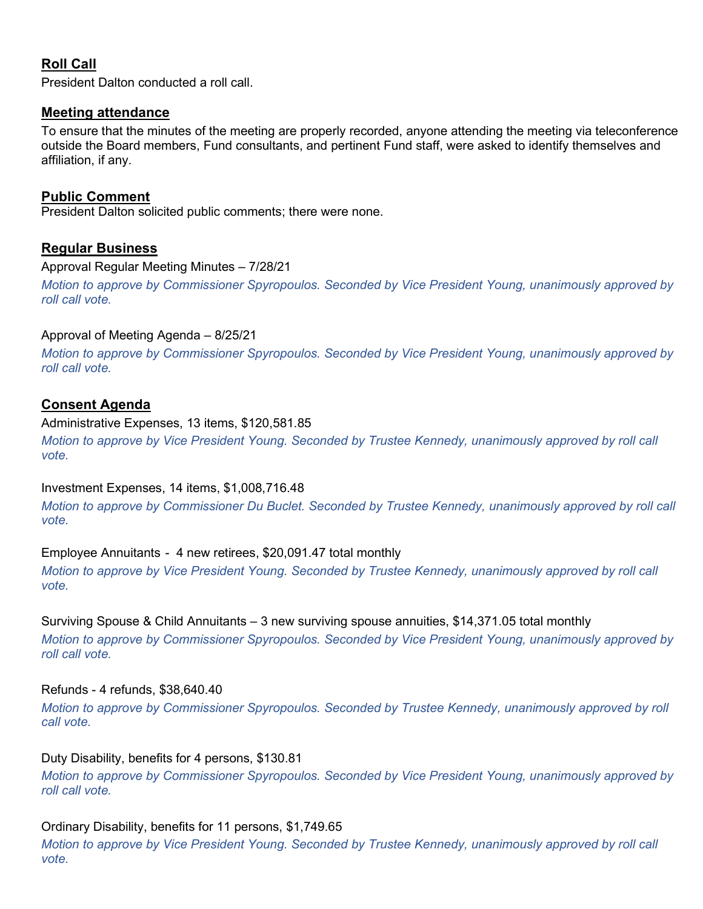## Roll Call

President Dalton conducted a roll call.

## Meeting attendance

To ensure that the minutes of the meeting are properly recorded, anyone attending the meeting via teleconference outside the Board members, Fund consultants, and pertinent Fund staff, were asked to identify themselves and affiliation, if any.

## Public Comment

President Dalton solicited public comments; there were none.

## Regular Business

Approval Regular Meeting Minutes – 7/28/21

*Motion to approve by Commissioner Spyropoulos. Seconded by Vice President Young, unanimously approved by roll call vote.*

Approval of Meeting Agenda – 8/25/21

*Motion to approve by Commissioner Spyropoulos. Seconded by Vice President Young, unanimously approved by roll call vote.*

## Consent Agenda

Administrative Expenses, 13 items, $120,581.85

*Motion to approve by Vice President Young. Seconded by Trustee Kennedy, unanimously approved by roll call vote.*

Investment Expenses, 14 items, $1,008,716.48

*Motion to approve by Commissioner Du Buclet. Seconded by Trustee Kennedy, unanimously approved by roll call vote.*

Employee Annuitants - 4 new retirees, $20,091.47 total monthly

*Motion to approve by Vice President Young. Seconded by Trustee Kennedy, unanimously approved by roll call vote.*

Surviving Spouse & Child Annuitants – 3 new surviving spouse annuities, $14,371.05 total monthly

*Motion to approve by Commissioner Spyropoulos. Seconded by Vice President Young, unanimously approved by roll call vote.*

Refunds - 4 refunds, $38,640.40

*Motion to approve by Commissioner Spyropoulos. Seconded by Trustee Kennedy, unanimously approved by roll call vote.*

Duty Disability, benefits for 4 persons, $130.81

*Motion to approve by Commissioner Spyropoulos. Seconded by Vice President Young, unanimously approved by roll call vote.*

Ordinary Disability, benefits for 11 persons, $1,749.65

*Motion to approve by Vice President Young. Seconded by Trustee Kennedy, unanimously approved by roll call vote.*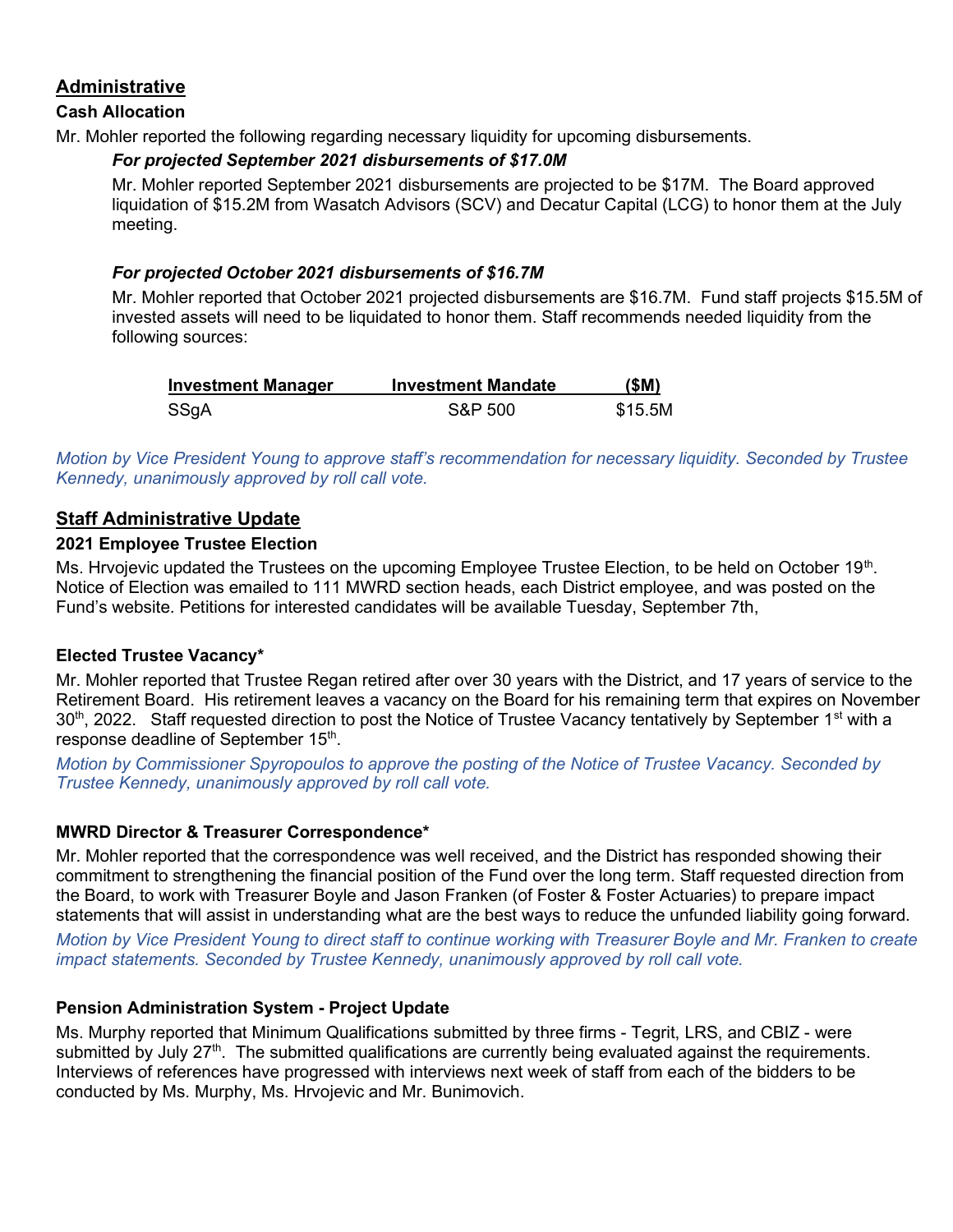## Administrative

### Cash Allocation

Mr. Mohler reported the following regarding necessary liquidity for upcoming disbursements.

***For projected September 2021 disbursements of $17.0M***

Mr. Mohler reported September 2021 disbursements are projected to be $17M. The Board approved liquidation of $15.2M from Wasatch Advisors (SCV) and Decatur Capital (LCG) to honor them at the July meeting.

***For projected October 2021 disbursements of $16.7M***

Mr. Mohler reported that October 2021 projected disbursements are $16.7M. Fund staff projects $15.5M of invested assets will need to be liquidated to honor them. Staff recommends needed liquidity from the following sources:

| Investment Manager | Investment Mandate | ($M) |
|---|---|---|
| SSgA | S&P 500 | $15.5M |

*Motion by Vice President Young to approve staff's recommendation for necessary liquidity. Seconded by Trustee Kennedy, unanimously approved by roll call vote.*

## Staff Administrative Update

### 2021 Employee Trustee Election

Ms. Hrvojevic updated the Trustees on the upcoming Employee Trustee Election, to be held on October 19th. Notice of Election was emailed to 111 MWRD section heads, each District employee, and was posted on the Fund's website. Petitions for interested candidates will be available Tuesday, September 7th,

### Elected Trustee Vacancy*

Mr. Mohler reported that Trustee Regan retired after over 30 years with the District, and 17 years of service to the Retirement Board. His retirement leaves a vacancy on the Board for his remaining term that expires on November 30th, 2022. Staff requested direction to post the Notice of Trustee Vacancy tentatively by September 1st with a response deadline of September 15th.

*Motion by Commissioner Spyropoulos to approve the posting of the Notice of Trustee Vacancy. Seconded by Trustee Kennedy, unanimously approved by roll call vote.*

### MWRD Director & Treasurer Correspondence*

Mr. Mohler reported that the correspondence was well received, and the District has responded showing their commitment to strengthening the financial position of the Fund over the long term. Staff requested direction from the Board, to work with Treasurer Boyle and Jason Franken (of Foster & Foster Actuaries) to prepare impact statements that will assist in understanding what are the best ways to reduce the unfunded liability going forward.

*Motion by Vice President Young to direct staff to continue working with Treasurer Boyle and Mr. Franken to create impact statements. Seconded by Trustee Kennedy, unanimously approved by roll call vote.*

### Pension Administration System - Project Update

Ms. Murphy reported that Minimum Qualifications submitted by three firms - Tegrit, LRS, and CBIZ - were submitted by July 27th. The submitted qualifications are currently being evaluated against the requirements. Interviews of references have progressed with interviews next week of staff from each of the bidders to be conducted by Ms. Murphy, Ms. Hrvojevic and Mr. Bunimovich.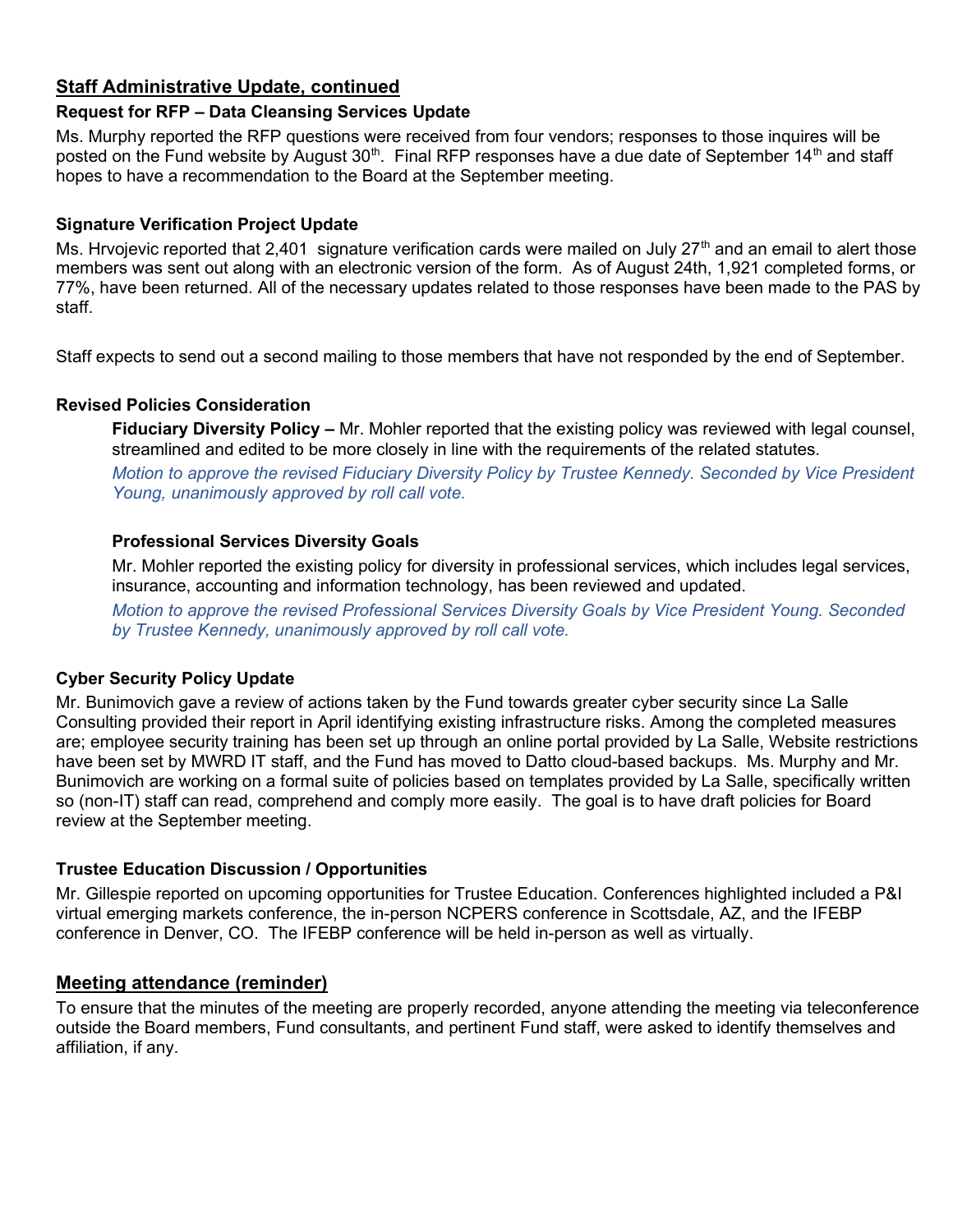## Staff Administrative Update, continued

### Request for RFP – Data Cleansing Services Update

Ms. Murphy reported the RFP questions were received from four vendors; responses to those inquires will be posted on the Fund website by August 30th. Final RFP responses have a due date of September 14th and staff hopes to have a recommendation to the Board at the September meeting.

### Signature Verification Project Update

Ms. Hrvojevic reported that 2,401 signature verification cards were mailed on July 27th and an email to alert those members was sent out along with an electronic version of the form. As of August 24th, 1,921 completed forms, or 77%, have been returned. All of the necessary updates related to those responses have been made to the PAS by staff.

Staff expects to send out a second mailing to those members that have not responded by the end of September.

### Revised Policies Consideration

**Fiduciary Diversity Policy –** Mr. Mohler reported that the existing policy was reviewed with legal counsel, streamlined and edited to be more closely in line with the requirements of the related statutes.

*Motion to approve the revised Fiduciary Diversity Policy by Trustee Kennedy. Seconded by Vice President Young, unanimously approved by roll call vote.*

**Professional Services Diversity Goals**

Mr. Mohler reported the existing policy for diversity in professional services, which includes legal services, insurance, accounting and information technology, has been reviewed and updated.

*Motion to approve the revised Professional Services Diversity Goals by Vice President Young. Seconded by Trustee Kennedy, unanimously approved by roll call vote.*

### Cyber Security Policy Update

Mr. Bunimovich gave a review of actions taken by the Fund towards greater cyber security since La Salle Consulting provided their report in April identifying existing infrastructure risks. Among the completed measures are; employee security training has been set up through an online portal provided by La Salle, Website restrictions have been set by MWRD IT staff, and the Fund has moved to Datto cloud-based backups. Ms. Murphy and Mr. Bunimovich are working on a formal suite of policies based on templates provided by La Salle, specifically written so (non-IT) staff can read, comprehend and comply more easily. The goal is to have draft policies for Board review at the September meeting.

### Trustee Education Discussion / Opportunities

Mr. Gillespie reported on upcoming opportunities for Trustee Education. Conferences highlighted included a P&I virtual emerging markets conference, the in-person NCPERS conference in Scottsdale, AZ, and the IFEBP conference in Denver, CO. The IFEBP conference will be held in-person as well as virtually.

## Meeting attendance (reminder)

To ensure that the minutes of the meeting are properly recorded, anyone attending the meeting via teleconference outside the Board members, Fund consultants, and pertinent Fund staff, were asked to identify themselves and affiliation, if any.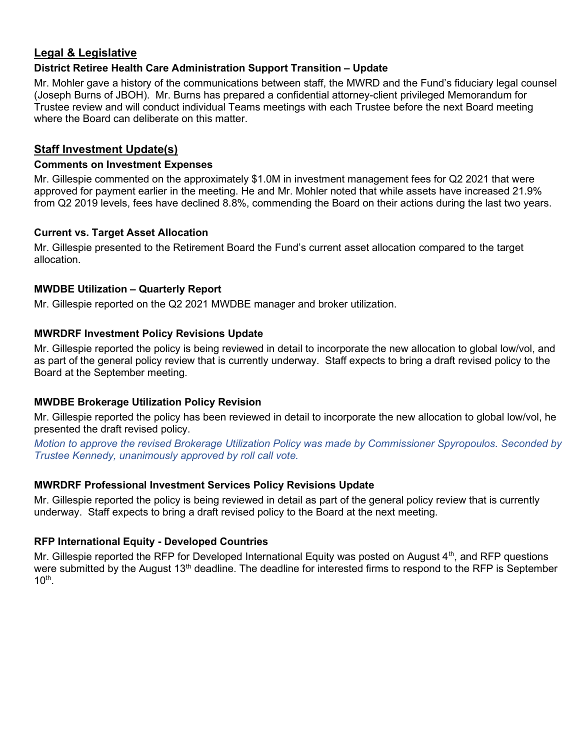## Legal & Legislative

### District Retiree Health Care Administration Support Transition – Update

Mr. Mohler gave a history of the communications between staff, the MWRD and the Fund's fiduciary legal counsel (Joseph Burns of JBOH). Mr. Burns has prepared a confidential attorney-client privileged Memorandum for Trustee review and will conduct individual Teams meetings with each Trustee before the next Board meeting where the Board can deliberate on this matter.

## Staff Investment Update(s)

### Comments on Investment Expenses

Mr. Gillespie commented on the approximately $1.0M in investment management fees for Q2 2021 that were approved for payment earlier in the meeting. He and Mr. Mohler noted that while assets have increased 21.9% from Q2 2019 levels, fees have declined 8.8%, commending the Board on their actions during the last two years.

### Current vs. Target Asset Allocation

Mr. Gillespie presented to the Retirement Board the Fund's current asset allocation compared to the target allocation.

### MWDBE Utilization – Quarterly Report

Mr. Gillespie reported on the Q2 2021 MWDBE manager and broker utilization.

### MWRDRF Investment Policy Revisions Update

Mr. Gillespie reported the policy is being reviewed in detail to incorporate the new allocation to global low/vol, and as part of the general policy review that is currently underway. Staff expects to bring a draft revised policy to the Board at the September meeting.

### MWDBE Brokerage Utilization Policy Revision

Mr. Gillespie reported the policy has been reviewed in detail to incorporate the new allocation to global low/vol, he presented the draft revised policy.

*Motion to approve the revised Brokerage Utilization Policy was made by Commissioner Spyropoulos. Seconded by Trustee Kennedy, unanimously approved by roll call vote.*

### MWRDRF Professional Investment Services Policy Revisions Update

Mr. Gillespie reported the policy is being reviewed in detail as part of the general policy review that is currently underway. Staff expects to bring a draft revised policy to the Board at the next meeting.

### RFP International Equity - Developed Countries

Mr. Gillespie reported the RFP for Developed International Equity was posted on August 4th, and RFP questions were submitted by the August 13th deadline. The deadline for interested firms to respond to the RFP is September 10th.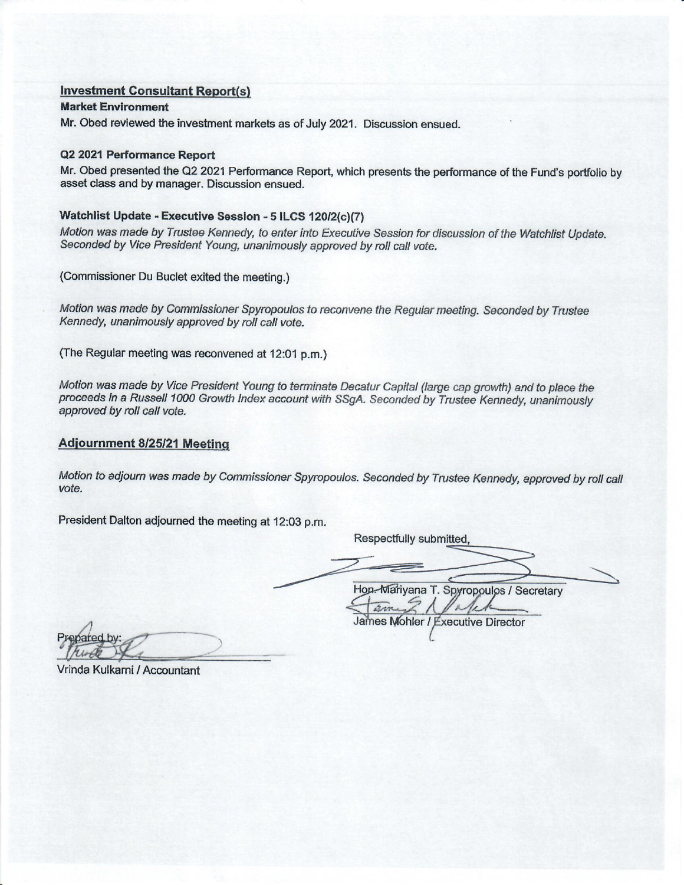## Investment Consultant Report(s)

### Market Environment

Mr. Obed reviewed the investment markets as of July 2021. Discussion ensued.

### Q2 2021 Performance Report

Mr. Obed presented the Q2 2021 Performance Report, which presents the performance of the Fund's portfolio by asset class and by manager. Discussion ensued.

### Watchlist Update - Executive Session - 5 ILCS 120/2(c)(7)

*Motion was made by Trustee Kennedy, to enter into Executive Session for discussion of the Watchlist Update. Seconded by Vice President Young, unanimously approved by roll call vote.*

(Commissioner Du Buclet exited the meeting.)

*Motion was made by Commissioner Spyropoulos to reconvene the Regular meeting. Seconded by Trustee Kennedy, unanimously approved by roll call vote.*

(The Regular meeting was reconvened at 12:01 p.m.)

*Motion was made by Vice President Young to terminate Decatur Capital (large cap growth) and to place the proceeds in a Russell 1000 Growth Index account with SSgA. Seconded by Trustee Kennedy, unanimously approved by roll call vote.*

## Adjournment 8/25/21 Meeting

*Motion to adjourn was made by Commissioner Spyropoulos. Seconded by Trustee Kennedy, approved by roll call vote.*

President Dalton adjourned the meeting at 12:03 p.m.

Respectfully submitted,

Hon. Mariyana T. Spyropoulos / Secretary

James Mohler / Executive Director

Prepared by:

Vrinda Kulkarni / Accountant